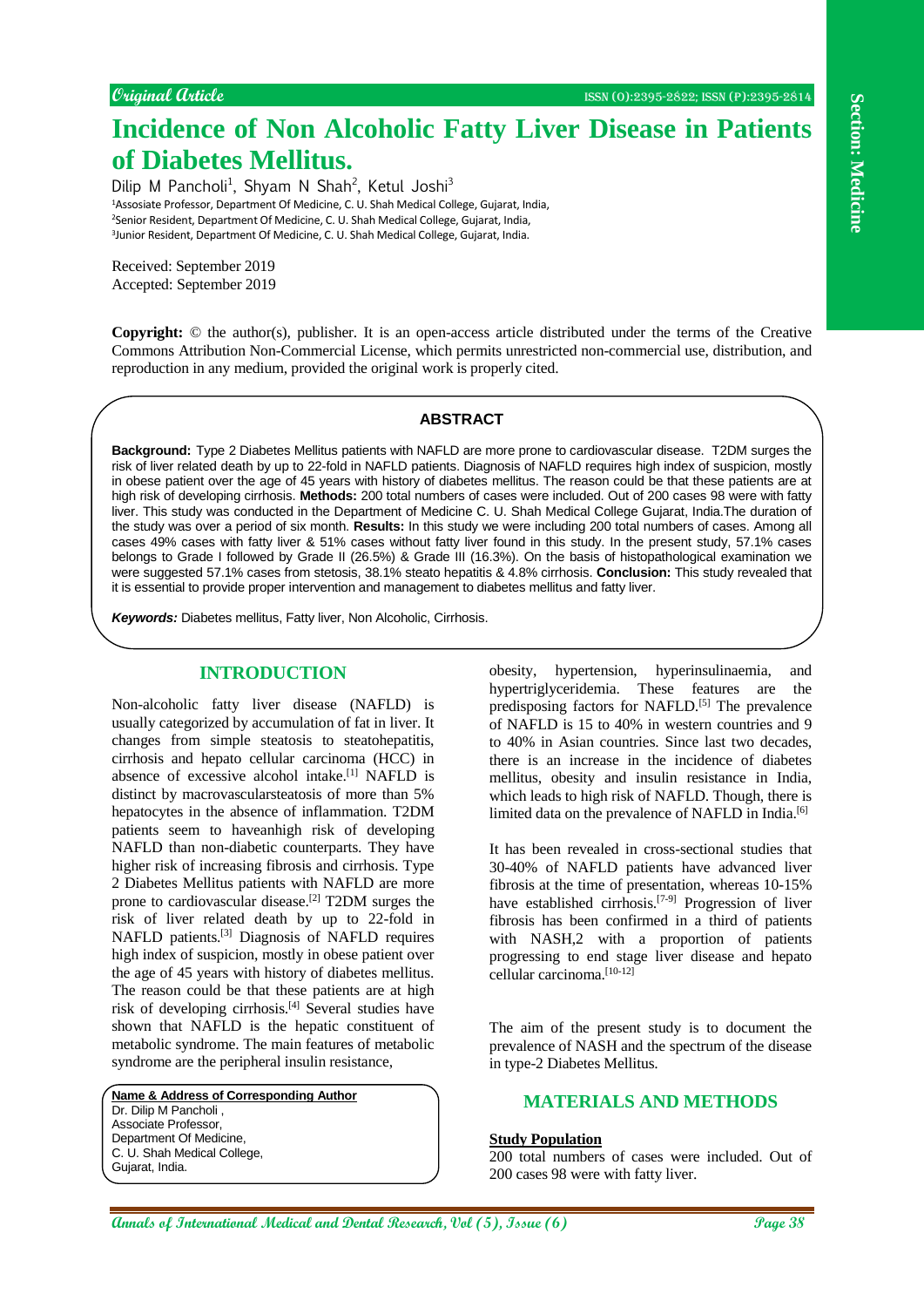Original Article

# Incidence of Non Alcoholic Fatty Liver Disease in Patients of Diabetes Mellitus.

Dilip M Pancholi[1], Shyam N Shah[2], Ketul Joshi[3]

[1]Assosiate Professor, Department Of Medicine, C. U. Shah Medical College, Gujarat, India,
[2]Senior Resident, Department Of Medicine, C. U. Shah Medical College, Gujarat, India,
[3]Junior Resident, Department Of Medicine, C. U. Shah Medical College, Gujarat, India.

Received: September 2019
Accepted: September 2019

**Copyright:** © the author(s), publisher. It is an open-access article distributed under the terms of the Creative Commons Attribution Non-Commercial License, which permits unrestricted non-commercial use, distribution, and reproduction in any medium, provided the original work is properly cited.

## ABSTRACT

**Background:** Type 2 Diabetes Mellitus patients with NAFLD are more prone to cardiovascular disease. T2DM surges the risk of liver related death by up to 22-fold in NAFLD patients. Diagnosis of NAFLD requires high index of suspicion, mostly in obese patient over the age of 45 years with history of diabetes mellitus. The reason could be that these patients are at high risk of developing cirrhosis. **Methods:** 200 total numbers of cases were included. Out of 200 cases 98 were with fatty liver. This study was conducted in the Department of Medicine C. U. Shah Medical College Gujarat, India.The duration of the study was over a period of six month. **Results:** In this study we were including 200 total numbers of cases. Among all cases 49% cases with fatty liver & 51% cases without fatty liver found in this study. In the present study, 57.1% cases belongs to Grade I followed by Grade II (26.5%) & Grade III (16.3%). On the basis of histopathological examination we were suggested 57.1% cases from stetosis, 38.1% steato hepatitis & 4.8% cirrhosis. **Conclusion:** This study revealed that it is essential to provide proper intervention and management to diabetes mellitus and fatty liver.

***Keywords:*** Diabetes mellitus, Fatty liver, Non Alcoholic, Cirrhosis.

## INTRODUCTION

Non-alcoholic fatty liver disease (NAFLD) is usually categorized by accumulation of fat in liver. It changes from simple steatosis to steatohepatitis, cirrhosis and hepato cellular carcinoma (HCC) in absence of excessive alcohol intake.[1] NAFLD is distinct by macrovascularsteatosis of more than 5% hepatocytes in the absence of inflammation. T2DM patients seem to haveanhigh risk of developing NAFLD than non-diabetic counterparts. They have higher risk of increasing fibrosis and cirrhosis. Type 2 Diabetes Mellitus patients with NAFLD are more prone to cardiovascular disease.[2] T2DM surges the risk of liver related death by up to 22-fold in NAFLD patients.[3] Diagnosis of NAFLD requires high index of suspicion, mostly in obese patient over the age of 45 years with history of diabetes mellitus. The reason could be that these patients are at high risk of developing cirrhosis.[4] Several studies have shown that NAFLD is the hepatic constituent of metabolic syndrome. The main features of metabolic syndrome are the peripheral insulin resistance, obesity, hypertension, hyperinsulinaemia, and hypertriglyceridemia. These features are the predisposing factors for NAFLD.[5] The prevalence of NAFLD is 15 to 40% in western countries and 9 to 40% in Asian countries. Since last two decades, there is an increase in the incidence of diabetes mellitus, obesity and insulin resistance in India, which leads to high risk of NAFLD. Though, there is limited data on the prevalence of NAFLD in India.[6]

It has been revealed in cross-sectional studies that 30-40% of NAFLD patients have advanced liver fibrosis at the time of presentation, whereas 10-15% have established cirrhosis.[7-9] Progression of liver fibrosis has been confirmed in a third of patients with NASH,2 with a proportion of patients progressing to end stage liver disease and hepato cellular carcinoma.[10-12]

The aim of the present study is to document the prevalence of NASH and the spectrum of the disease in type-2 Diabetes Mellitus.

**Name & Address of Corresponding Author**
Dr. Dilip M Pancholi ,
Associate Professor,
Department Of Medicine,
C. U. Shah Medical College,
Gujarat, India.

## MATERIALS AND METHODS

**Study Population**

200 total numbers of cases were included. Out of 200 cases 98 were with fatty liver.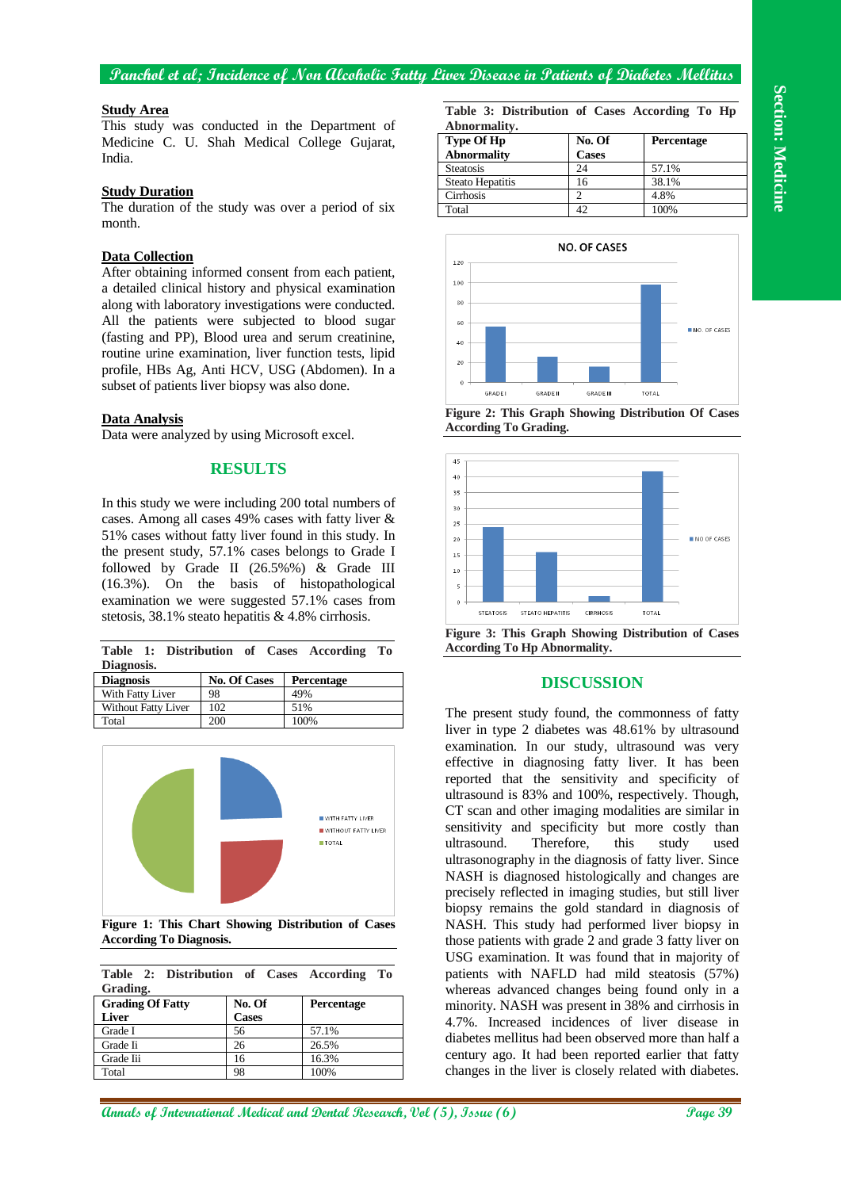## Study Area

This study was conducted in the Department of Medicine C. U. Shah Medical College Gujarat, India.

## Study Duration

The duration of the study was over a period of six month.

## Data Collection

After obtaining informed consent from each patient, a detailed clinical history and physical examination along with laboratory investigations were conducted. All the patients were subjected to blood sugar (fasting and PP), Blood urea and serum creatinine, routine urine examination, liver function tests, lipid profile, HBs Ag, Anti HCV, USG (Abdomen). In a subset of patients liver biopsy was also done.

## Data Analysis

Data were analyzed by using Microsoft excel.

# RESULTS

In this study we were including 200 total numbers of cases. Among all cases 49% cases with fatty liver & 51% cases without fatty liver found in this study. In the present study, 57.1% cases belongs to Grade I followed by Grade II (26.5%%) & Grade III (16.3%). On the basis of histopathological examination we were suggested 57.1% cases from stetosis, 38.1% steato hepatitis & 4.8% cirrhosis.

**Table 1: Distribution of Cases According To Diagnosis.**

| Diagnosis | No. Of Cases | Percentage |
|---|---|---|
| With Fatty Liver | 98 | 49% |
| Without Fatty Liver | 102 | 51% |
| Total | 200 | 100% |

**Figure 1: This Chart Showing Distribution of Cases According To Diagnosis.**

**Table 2: Distribution of Cases According To Grading.**

| Grading Of Fatty Liver | No. Of Cases | Percentage |
|---|---|---|
| Grade I | 56 | 57.1% |
| Grade Ii | 26 | 26.5% |
| Grade Iii | 16 | 16.3% |
| Total | 98 | 100% |

**Table 3: Distribution of Cases According To Hp Abnormality.**

| Type Of Hp Abnormality | No. Of Cases | Percentage |
|---|---|---|
| Steatosis | 24 | 57.1% |
| Steato Hepatitis | 16 | 38.1% |
| Cirrhosis | 2 | 4.8% |
| Total | 42 | 100% |

**Figure 2: This Graph Showing Distribution Of Cases According To Grading.**

**Figure 3: This Graph Showing Distribution of Cases According To Hp Abnormality.**

# DISCUSSION

The present study found, the commonness of fatty liver in type 2 diabetes was 48.61% by ultrasound examination. In our study, ultrasound was very effective in diagnosing fatty liver. It has been reported that the sensitivity and specificity of ultrasound is 83% and 100%, respectively. Though, CT scan and other imaging modalities are similar in sensitivity and specificity but more costly than ultrasound. Therefore, this study used ultrasonography in the diagnosis of fatty liver. Since NASH is diagnosed histologically and changes are precisely reflected in imaging studies, but still liver biopsy remains the gold standard in diagnosis of NASH. This study had performed liver biopsy in those patients with grade 2 and grade 3 fatty liver on USG examination. It was found that in majority of patients with NAFLD had mild steatosis (57%) whereas advanced changes being found only in a minority. NASH was present in 38% and cirrhosis in 4.7%. Increased incidences of liver disease in diabetes mellitus had been observed more than half a century ago. It had been reported earlier that fatty changes in the liver is closely related with diabetes.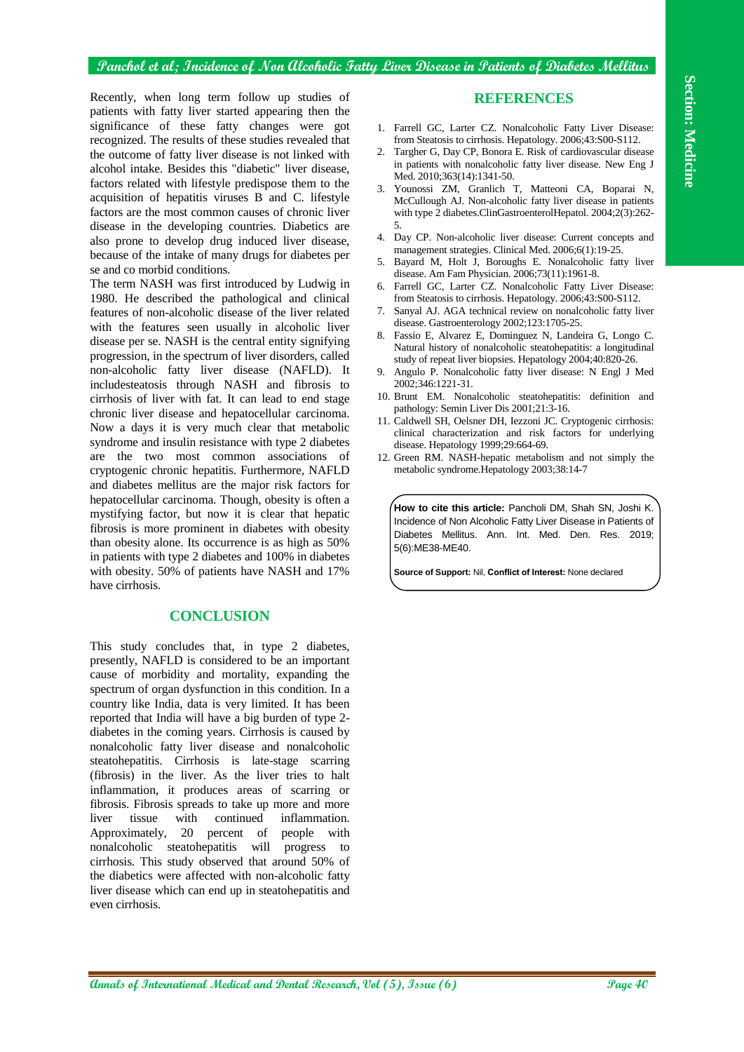Recently, when long term follow up studies of patients with fatty liver started appearing then the significance of these fatty changes were got recognized. The results of these studies revealed that the outcome of fatty liver disease is not linked with alcohol intake. Besides this "diabetic" liver disease, factors related with lifestyle predispose them to the acquisition of hepatitis viruses B and C. lifestyle factors are the most common causes of chronic liver disease in the developing countries. Diabetics are also prone to develop drug induced liver disease, because of the intake of many drugs for diabetes per se and co morbid conditions.

The term NASH was first introduced by Ludwig in 1980. He described the pathological and clinical features of non-alcoholic disease of the liver related with the features seen usually in alcoholic liver disease per se. NASH is the central entity signifying progression, in the spectrum of liver disorders, called non-alcoholic fatty liver disease (NAFLD). It includesteatosis through NASH and fibrosis to cirrhosis of liver with fat. It can lead to end stage chronic liver disease and hepatocellular carcinoma. Now a days it is very much clear that metabolic syndrome and insulin resistance with type 2 diabetes are the two most common associations of cryptogenic chronic hepatitis. Furthermore, NAFLD and diabetes mellitus are the major risk factors for hepatocellular carcinoma. Though, obesity is often a mystifying factor, but now it is clear that hepatic fibrosis is more prominent in diabetes with obesity than obesity alone. Its occurrence is as high as 50% in patients with type 2 diabetes and 100% in diabetes with obesity. 50% of patients have NASH and 17% have cirrhosis.

## CONCLUSION

This study concludes that, in type 2 diabetes, presently, NAFLD is considered to be an important cause of morbidity and mortality, expanding the spectrum of organ dysfunction in this condition. In a country like India, data is very limited. It has been reported that India will have a big burden of type 2-diabetes in the coming years. Cirrhosis is caused by nonalcoholic fatty liver disease and nonalcoholic steatohepatitis. Cirrhosis is late-stage scarring (fibrosis) in the liver. As the liver tries to halt inflammation, it produces areas of scarring or fibrosis. Fibrosis spreads to take up more and more liver tissue with continued inflammation. Approximately, 20 percent of people with nonalcoholic steatohepatitis will progress to cirrhosis. This study observed that around 50% of the diabetics were affected with non-alcoholic fatty liver disease which can end up in steatohepatitis and even cirrhosis.

## REFERENCES

1. Farrell GC, Larter CZ. Nonalcoholic Fatty Liver Disease: from Steatosis to cirrhosis. Hepatology. 2006;43:S00-S112.
2. Targher G, Day CP, Bonora E. Risk of cardiovascular disease in patients with nonalcoholic fatty liver disease. New Eng J Med. 2010;363(14):1341-50.
3. Younossi ZM, Granlich T, Matteoni CA, Boparai N, McCullough AJ. Non-alcoholic fatty liver disease in patients with type 2 diabetes.ClinGastroenterolHepatol. 2004;2(3):262-5.
4. Day CP. Non-alcoholic liver disease: Current concepts and management strategies. Clinical Med. 2006;6(1):19-25.
5. Bayard M, Holt J, Boroughs E. Nonalcoholic fatty liver disease. Am Fam Physician. 2006;73(11):1961-8.
6. Farrell GC, Larter CZ. Nonalcoholic Fatty Liver Disease: from Steatosis to cirrhosis. Hepatology. 2006;43:S00-S112.
7. Sanyal AJ. AGA technical review on nonalcoholic fatty liver disease. Gastroenterology 2002;123:1705-25.
8. Fassio E, Alvarez E, Dominguez N, Landeira G, Longo C. Natural history of nonalcoholic steatohepatitis: a longitudinal study of repeat liver biopsies. Hepatology 2004;40:820-26.
9. Angulo P. Nonalcoholic fatty liver disease: N Engl J Med 2002;346:1221-31.
10. Brunt EM. Nonalcoholic steatohepatitis: definition and pathology: Semin Liver Dis 2001;21:3-16.
11. Caldwell SH, Oelsner DH, Iezzoni JC. Cryptogenic cirrhosis: clinical characterization and risk factors for underlying disease. Hepatology 1999;29:664-69.
12. Green RM. NASH-hepatic metabolism and not simply the metabolic syndrome.Hepatology 2003;38:14-7

**How to cite this article:** Pancholi DM, Shah SN, Joshi K. Incidence of Non Alcoholic Fatty Liver Disease in Patients of Diabetes Mellitus. Ann. Int. Med. Den. Res. 2019; 5(6):ME38-ME40.

**Source of Support:** Nil, **Conflict of Interest:** None declared